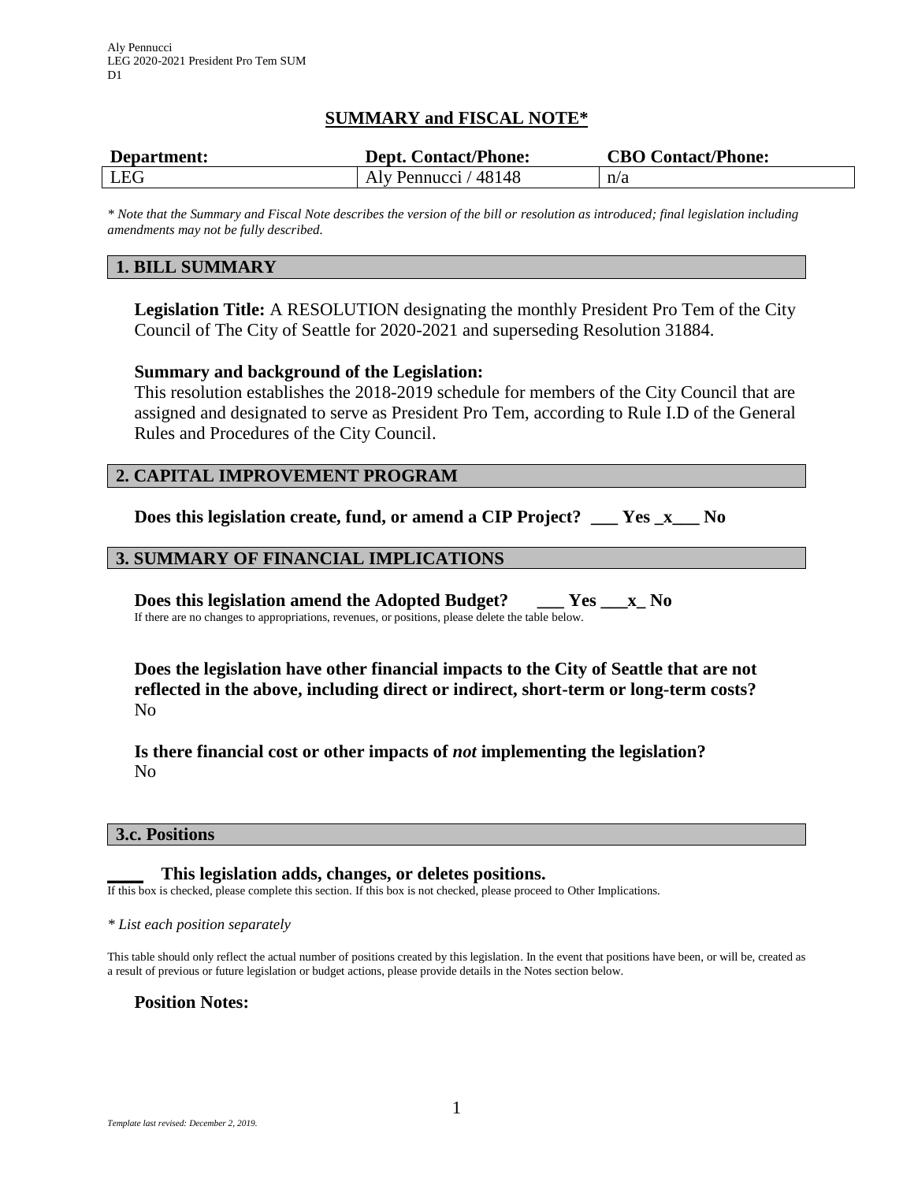Aly Pennucci
LEG 2020-2021 President Pro Tem SUM
D1

# SUMMARY and FISCAL NOTE*

| Department: | Dept. Contact/Phone: | CBO Contact/Phone: |
|---|---|---|
| LEG | Aly Pennucci / 48148 | n/a |

*\* Note that the Summary and Fiscal Note describes the version of the bill or resolution as introduced; final legislation including amendments may not be fully described.*

## 1. BILL SUMMARY

**Legislation Title:** A RESOLUTION designating the monthly President Pro Tem of the City Council of The City of Seattle for 2020-2021 and superseding Resolution 31884.

**Summary and background of the Legislation:**
This resolution establishes the 2018-2019 schedule for members of the City Council that are assigned and designated to serve as President Pro Tem, according to Rule I.D of the General Rules and Procedures of the City Council.

## 2. CAPITAL IMPROVEMENT PROGRAM

**Does this legislation create, fund, or amend a CIP Project? \_\_\_ Yes \_x\_\_\_ No**

## 3. SUMMARY OF FINANCIAL IMPLICATIONS

**Does this legislation amend the Adopted Budget? \_\_\_ Yes \_\_\_x\_ No**
If there are no changes to appropriations, revenues, or positions, please delete the table below.

**Does the legislation have other financial impacts to the City of Seattle that are not reflected in the above, including direct or indirect, short-term or long-term costs?**
No

**Is there financial cost or other impacts of *not* implementing the legislation?**
No

### 3.c. Positions

**\_\_\_\_ This legislation adds, changes, or deletes positions.**
If this box is checked, please complete this section. If this box is not checked, please proceed to Other Implications.

*\* List each position separately*

This table should only reflect the actual number of positions created by this legislation. In the event that positions have been, or will be, created as a result of previous or future legislation or budget actions, please provide details in the Notes section below.

**Position Notes:**

*Template last revised: December 2, 2019.*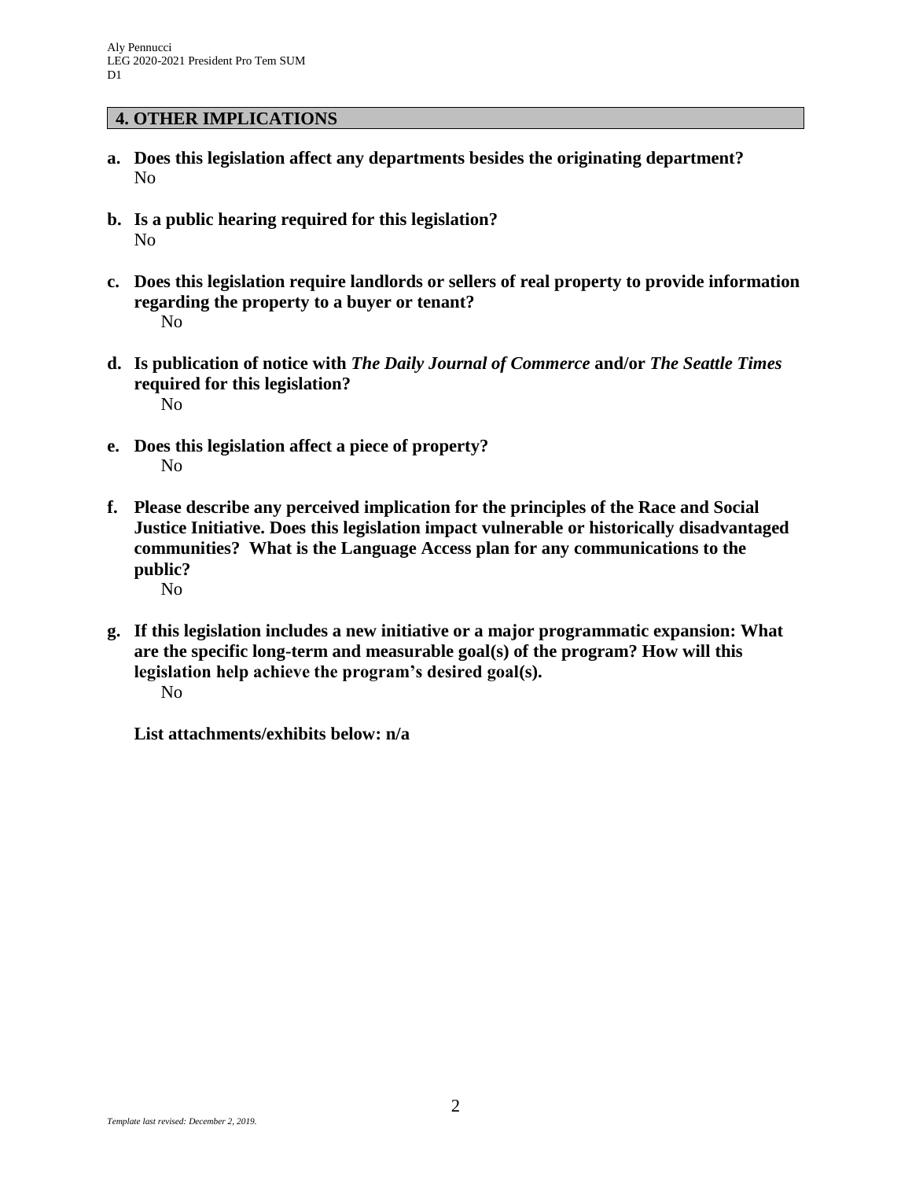## 4. OTHER IMPLICATIONS

**a. Does this legislation affect any departments besides the originating department?**
No

**b. Is a public hearing required for this legislation?**
No

**c. Does this legislation require landlords or sellers of real property to provide information regarding the property to a buyer or tenant?**
No

**d. Is publication of notice with *The Daily Journal of Commerce* and/or *The Seattle Times* required for this legislation?**
No

**e. Does this legislation affect a piece of property?**
No

**f. Please describe any perceived implication for the principles of the Race and Social Justice Initiative. Does this legislation impact vulnerable or historically disadvantaged communities? What is the Language Access plan for any communications to the public?**
No

**g. If this legislation includes a new initiative or a major programmatic expansion: What are the specific long-term and measurable goal(s) of the program? How will this legislation help achieve the program's desired goal(s).**
No

**List attachments/exhibits below: n/a**